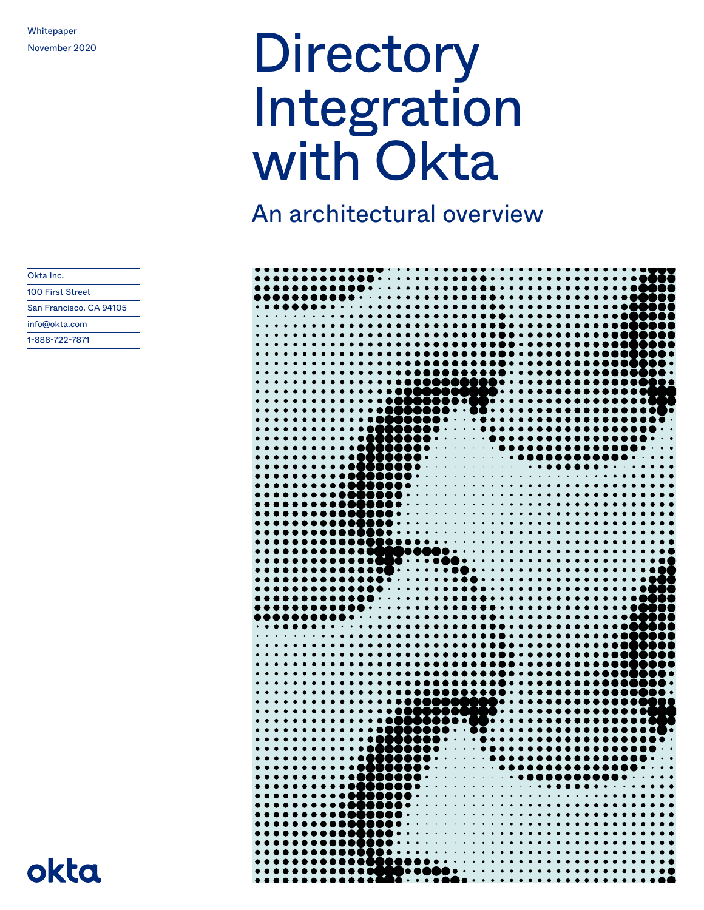Whitepaper

November 2020

# Directory Integration with Okta

## An architectural overview

Okta Inc.

100 First Street

San Francisco, CA 94105

info@okta.com

1-888-722-7871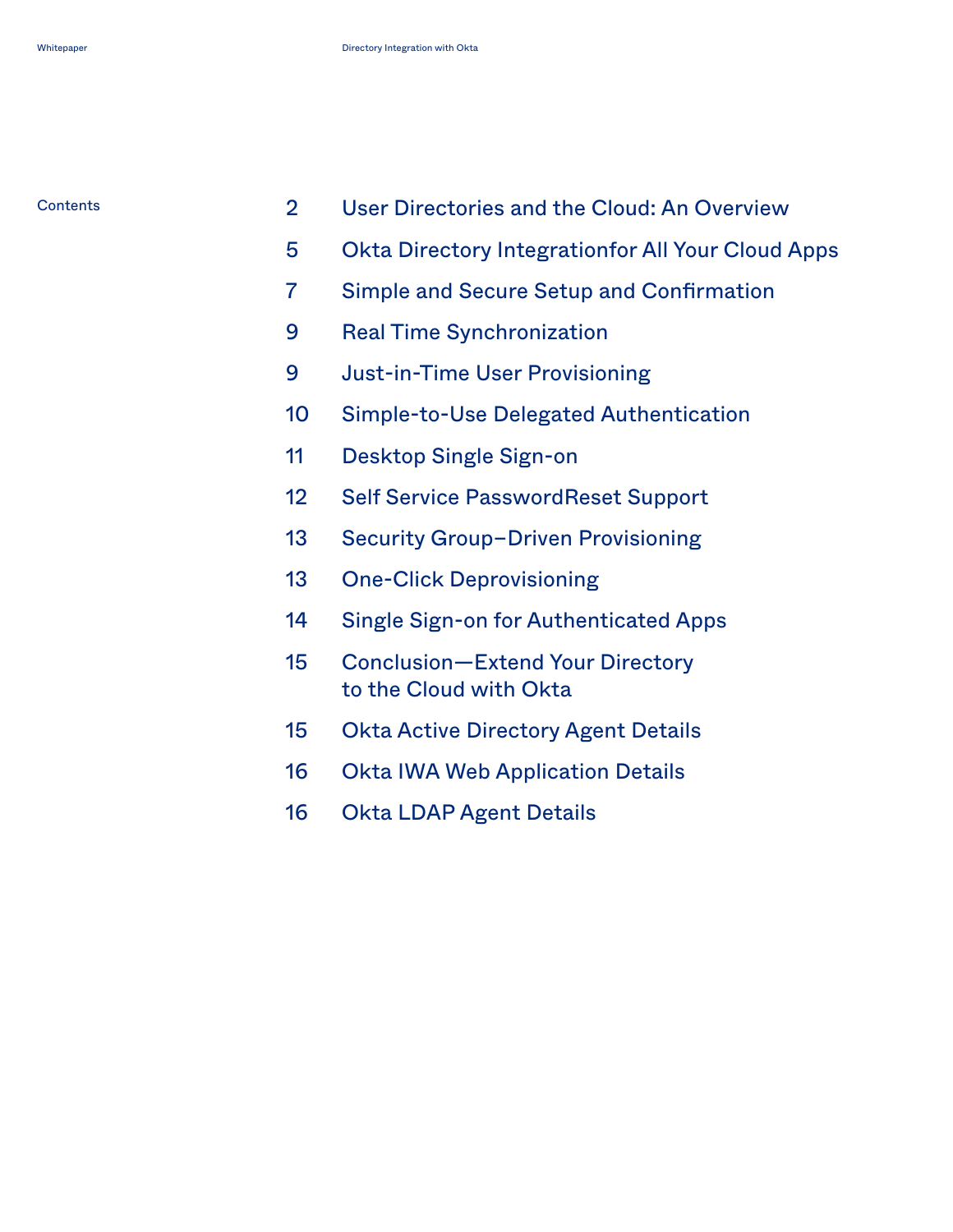## Contents

| | |
|---|---|
| 2 | User Directories and the Cloud: An Overview |
| 5 | Okta Directory Integrationfor All Your Cloud Apps |
| 7 | Simple and Secure Setup and Confirmation |
| 9 | Real Time Synchronization |
| 9 | Just-in-Time User Provisioning |
| 10 | Simple-to-Use Delegated Authentication |
| 11 | Desktop Single Sign-on |
| 12 | Self Service PasswordReset Support |
| 13 | Security Group–Driven Provisioning |
| 13 | One-Click Deprovisioning |
| 14 | Single Sign-on for Authenticated Apps |
| 15 | Conclusion—Extend Your Directory to the Cloud with Okta |
| 15 | Okta Active Directory Agent Details |
| 16 | Okta IWA Web Application Details |
| 16 | Okta LDAP Agent Details |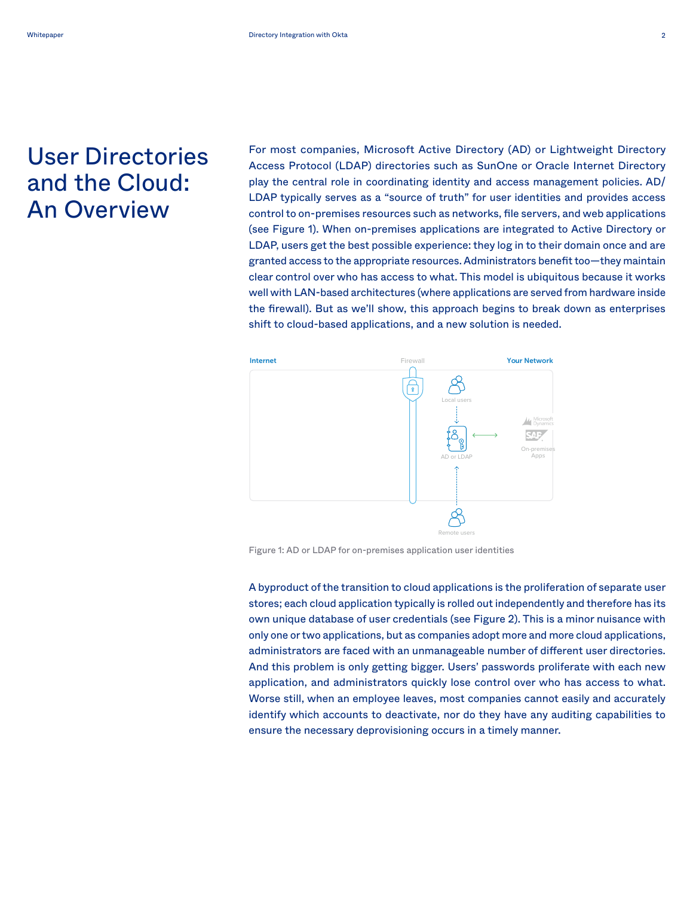# User Directories and the Cloud: An Overview

For most companies, Microsoft Active Directory (AD) or Lightweight Directory Access Protocol (LDAP) directories such as SunOne or Oracle Internet Directory play the central role in coordinating identity and access management policies. AD/LDAP typically serves as a "source of truth" for user identities and provides access control to on-premises resources such as networks, file servers, and web applications (see Figure 1). When on-premises applications are integrated to Active Directory or LDAP, users get the best possible experience: they log in to their domain once and are granted access to the appropriate resources. Administrators benefit too—they maintain clear control over who has access to what. This model is ubiquitous because it works well with LAN-based architectures (where applications are served from hardware inside the firewall). But as we'll show, this approach begins to break down as enterprises shift to cloud-based applications, and a new solution is needed.

Figure 1: AD or LDAP for on-premises application user identities

A byproduct of the transition to cloud applications is the proliferation of separate user stores; each cloud application typically is rolled out independently and therefore has its own unique database of user credentials (see Figure 2). This is a minor nuisance with only one or two applications, but as companies adopt more and more cloud applications, administrators are faced with an unmanageable number of different user directories. And this problem is only getting bigger. Users' passwords proliferate with each new application, and administrators quickly lose control over who has access to what. Worse still, when an employee leaves, most companies cannot easily and accurately identify which accounts to deactivate, nor do they have any auditing capabilities to ensure the necessary deprovisioning occurs in a timely manner.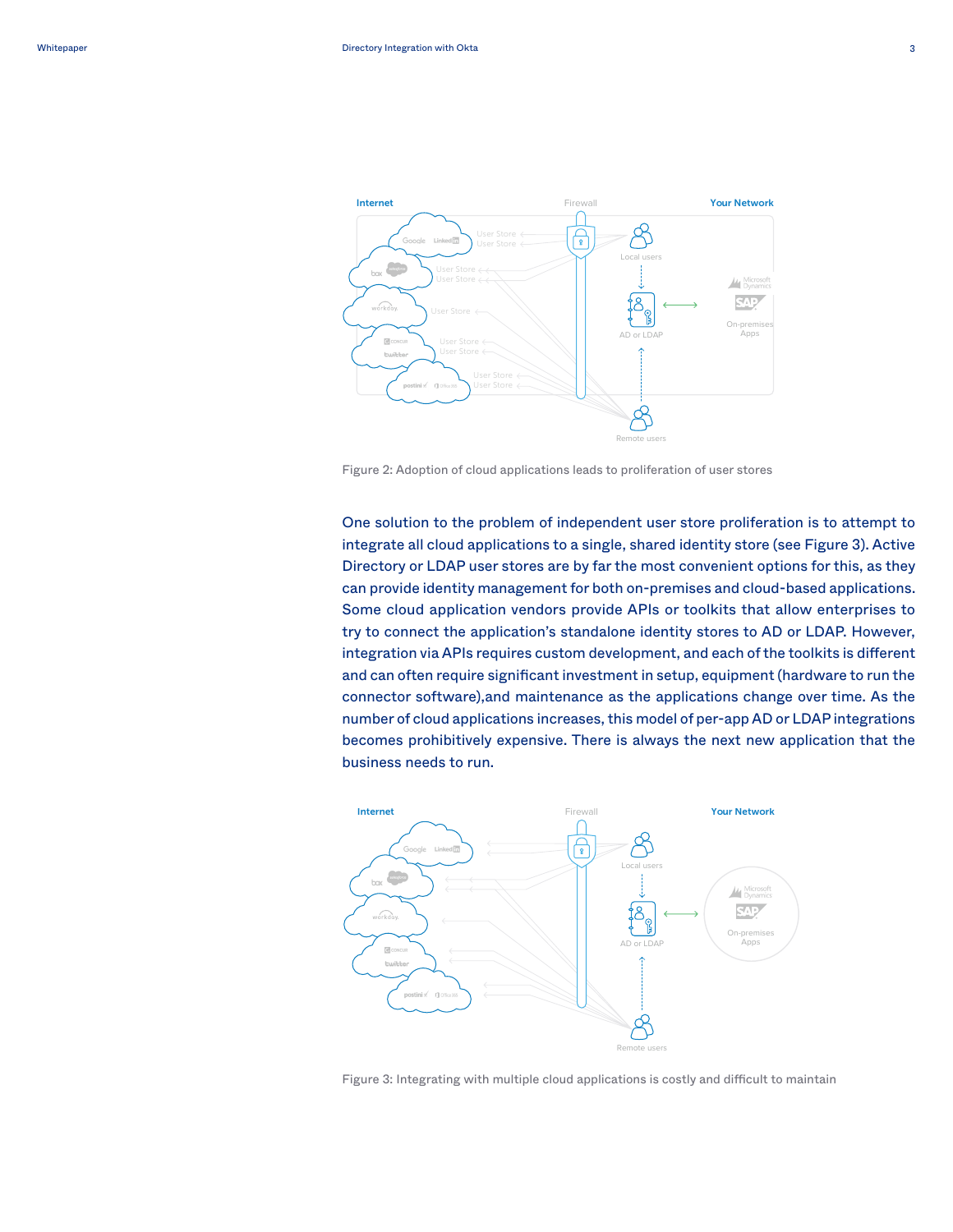Figure 2: Adoption of cloud applications leads to proliferation of user stores

One solution to the problem of independent user store proliferation is to attempt to integrate all cloud applications to a single, shared identity store (see Figure 3). Active Directory or LDAP user stores are by far the most convenient options for this, as they can provide identity management for both on-premises and cloud-based applications. Some cloud application vendors provide APIs or toolkits that allow enterprises to try to connect the application's standalone identity stores to AD or LDAP. However, integration via APIs requires custom development, and each of the toolkits is different and can often require significant investment in setup, equipment (hardware to run the connector software),and maintenance as the applications change over time. As the number of cloud applications increases, this model of per-app AD or LDAP integrations becomes prohibitively expensive. There is always the next new application that the business needs to run.

Figure 3: Integrating with multiple cloud applications is costly and difficult to maintain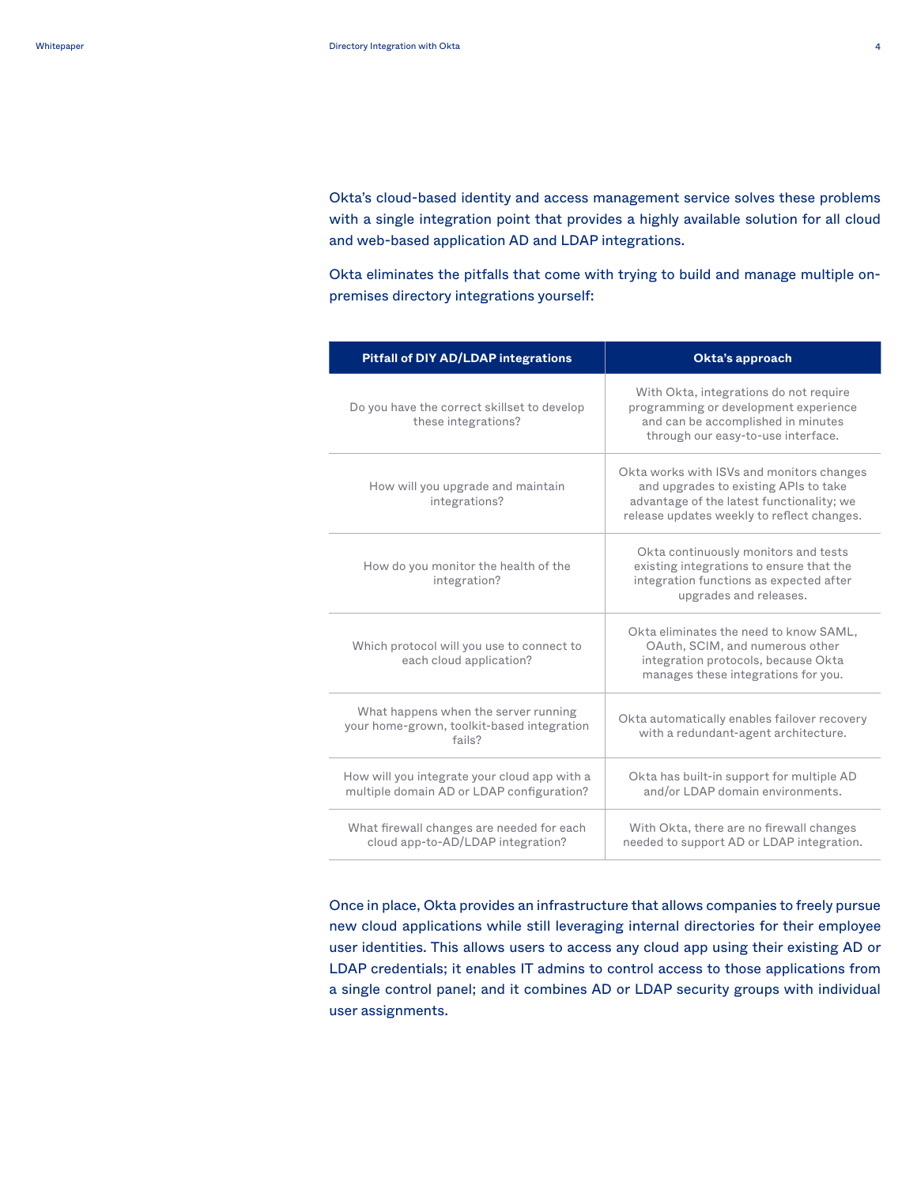Okta's cloud-based identity and access management service solves these problems with a single integration point that provides a highly available solution for all cloud and web-based application AD and LDAP integrations.

Okta eliminates the pitfalls that come with trying to build and manage multiple on-premises directory integrations yourself:

| Pitfall of DIY AD/LDAP integrations | Okta's approach |
|---|---|
| Do you have the correct skillset to develop these integrations? | With Okta, integrations do not require programming or development experience and can be accomplished in minutes through our easy-to-use interface. |
| How will you upgrade and maintain integrations? | Okta works with ISVs and monitors changes and upgrades to existing APIs to take advantage of the latest functionality; we release updates weekly to reflect changes. |
| How do you monitor the health of the integration? | Okta continuously monitors and tests existing integrations to ensure that the integration functions as expected after upgrades and releases. |
| Which protocol will you use to connect to each cloud application? | Okta eliminates the need to know SAML, OAuth, SCIM, and numerous other integration protocols, because Okta manages these integrations for you. |
| What happens when the server running your home-grown, toolkit-based integration fails? | Okta automatically enables failover recovery with a redundant-agent architecture. |
| How will you integrate your cloud app with a multiple domain AD or LDAP configuration? | Okta has built-in support for multiple AD and/or LDAP domain environments. |
| What firewall changes are needed for each cloud app-to-AD/LDAP integration? | With Okta, there are no firewall changes needed to support AD or LDAP integration. |

Once in place, Okta provides an infrastructure that allows companies to freely pursue new cloud applications while still leveraging internal directories for their employee user identities. This allows users to access any cloud app using their existing AD or LDAP credentials; it enables IT admins to control access to those applications from a single control panel; and it combines AD or LDAP security groups with individual user assignments.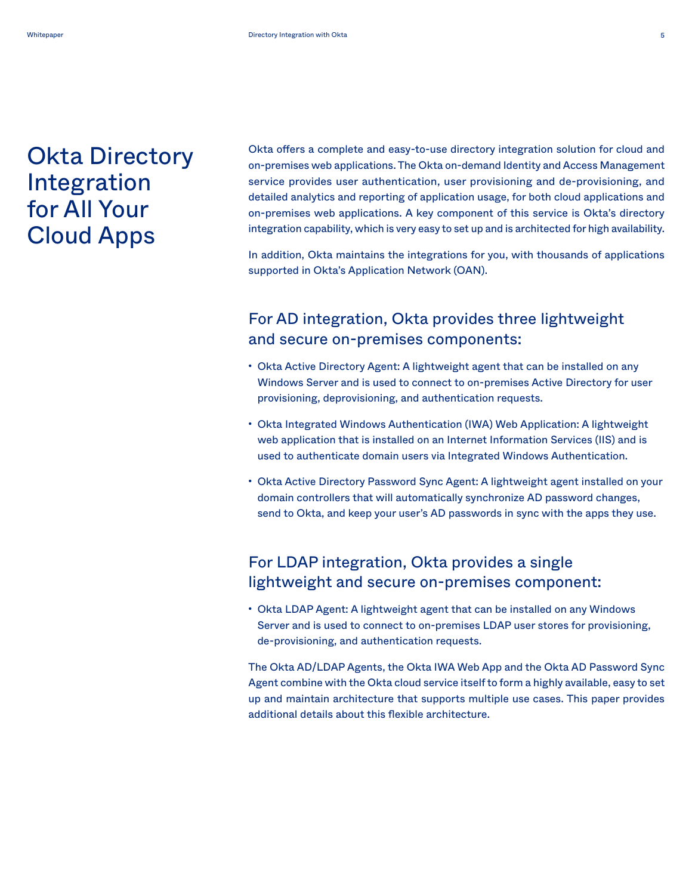# Okta Directory Integration for All Your Cloud Apps

Okta offers a complete and easy-to-use directory integration solution for cloud and on-premises web applications. The Okta on-demand Identity and Access Management service provides user authentication, user provisioning and de-provisioning, and detailed analytics and reporting of application usage, for both cloud applications and on-premises web applications. A key component of this service is Okta's directory integration capability, which is very easy to set up and is architected for high availability.

In addition, Okta maintains the integrations for you, with thousands of applications supported in Okta's Application Network (OAN).

## For AD integration, Okta provides three lightweight and secure on-premises components:

- Okta Active Directory Agent: A lightweight agent that can be installed on any Windows Server and is used to connect to on-premises Active Directory for user provisioning, deprovisioning, and authentication requests.
- Okta Integrated Windows Authentication (IWA) Web Application: A lightweight web application that is installed on an Internet Information Services (IIS) and is used to authenticate domain users via Integrated Windows Authentication.
- Okta Active Directory Password Sync Agent: A lightweight agent installed on your domain controllers that will automatically synchronize AD password changes, send to Okta, and keep your user's AD passwords in sync with the apps they use.

## For LDAP integration, Okta provides a single lightweight and secure on-premises component:

- Okta LDAP Agent: A lightweight agent that can be installed on any Windows Server and is used to connect to on-premises LDAP user stores for provisioning, de-provisioning, and authentication requests.

The Okta AD/LDAP Agents, the Okta IWA Web App and the Okta AD Password Sync Agent combine with the Okta cloud service itself to form a highly available, easy to set up and maintain architecture that supports multiple use cases. This paper provides additional details about this flexible architecture.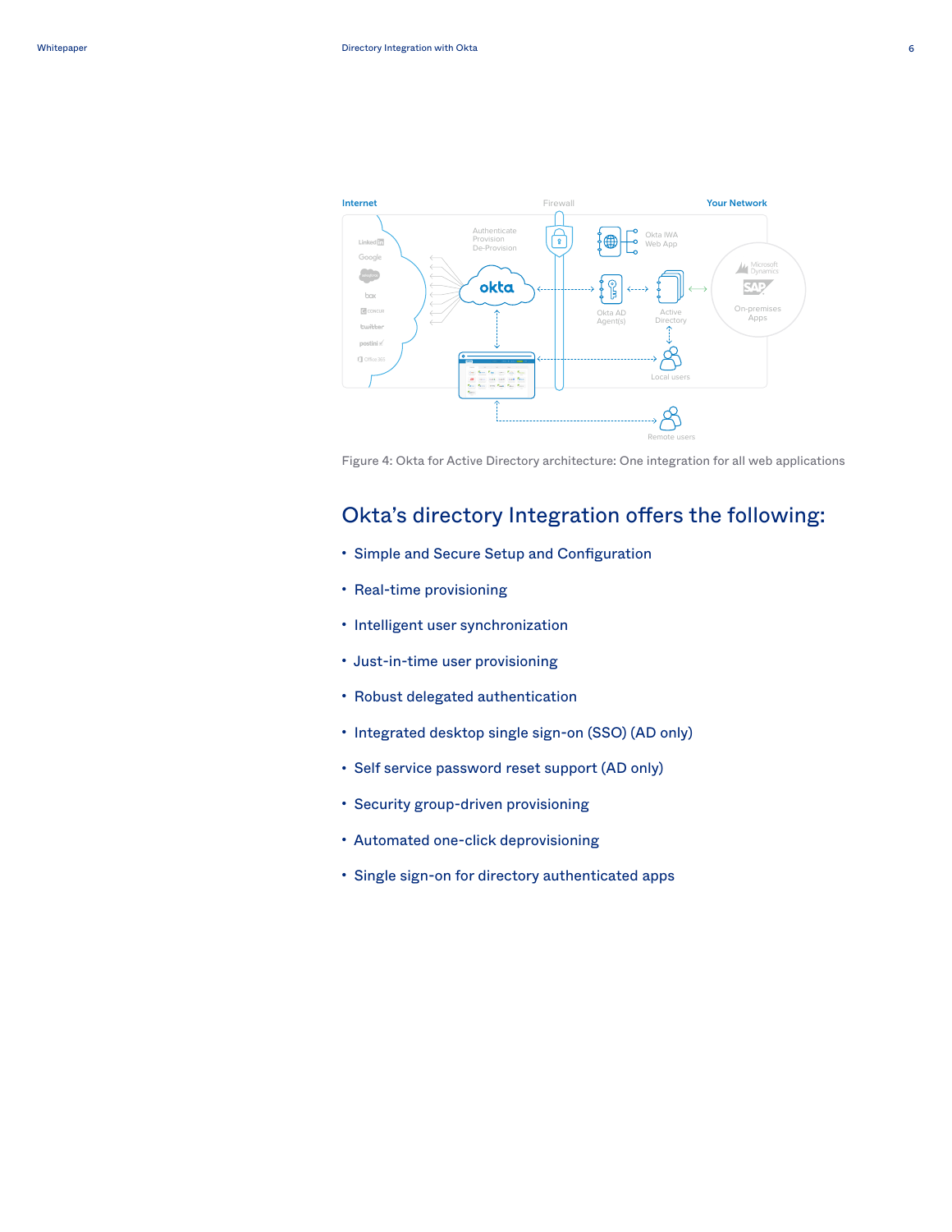Figure 4: Okta for Active Directory architecture: One integration for all web applications

## Okta's directory Integration offers the following:

- Simple and Secure Setup and Configuration
- Real-time provisioning
- Intelligent user synchronization
- Just-in-time user provisioning
- Robust delegated authentication
- Integrated desktop single sign-on (SSO) (AD only)
- Self service password reset support (AD only)
- Security group-driven provisioning
- Automated one-click deprovisioning
- Single sign-on for directory authenticated apps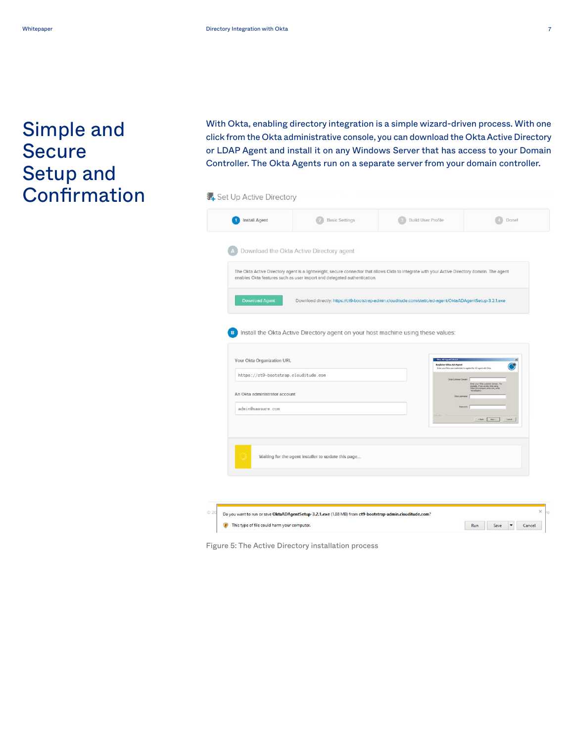# Simple and Secure Setup and Confirmation

With Okta, enabling directory integration is a simple wizard-driven process. With one click from the Okta administrative console, you can download the Okta Active Directory or LDAP Agent and install it on any Windows Server that has access to your Domain Controller. The Okta Agents run on a separate server from your domain controller.

Figure 5: The Active Directory installation process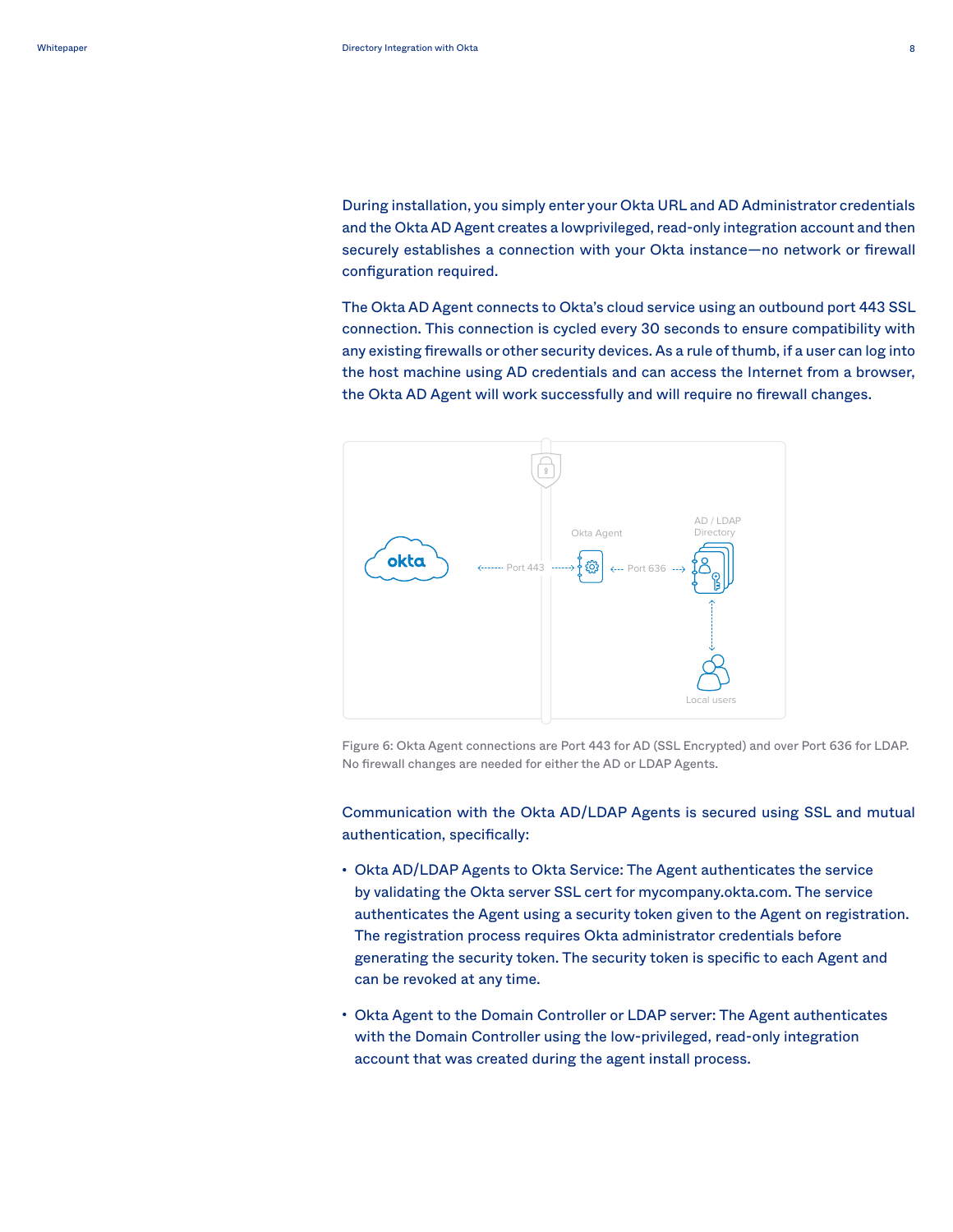During installation, you simply enter your Okta URL and AD Administrator credentials and the Okta AD Agent creates a lowprivileged, read-only integration account and then securely establishes a connection with your Okta instance—no network or firewall configuration required.

The Okta AD Agent connects to Okta's cloud service using an outbound port 443 SSL connection. This connection is cycled every 30 seconds to ensure compatibility with any existing firewalls or other security devices. As a rule of thumb, if a user can log into the host machine using AD credentials and can access the Internet from a browser, the Okta AD Agent will work successfully and will require no firewall changes.

Figure 6: Okta Agent connections are Port 443 for AD (SSL Encrypted) and over Port 636 for LDAP. No firewall changes are needed for either the AD or LDAP Agents.

Communication with the Okta AD/LDAP Agents is secured using SSL and mutual authentication, specifically:

- Okta AD/LDAP Agents to Okta Service: The Agent authenticates the service by validating the Okta server SSL cert for mycompany.okta.com. The service authenticates the Agent using a security token given to the Agent on registration. The registration process requires Okta administrator credentials before generating the security token. The security token is specific to each Agent and can be revoked at any time.
- Okta Agent to the Domain Controller or LDAP server: The Agent authenticates with the Domain Controller using the low-privileged, read-only integration account that was created during the agent install process.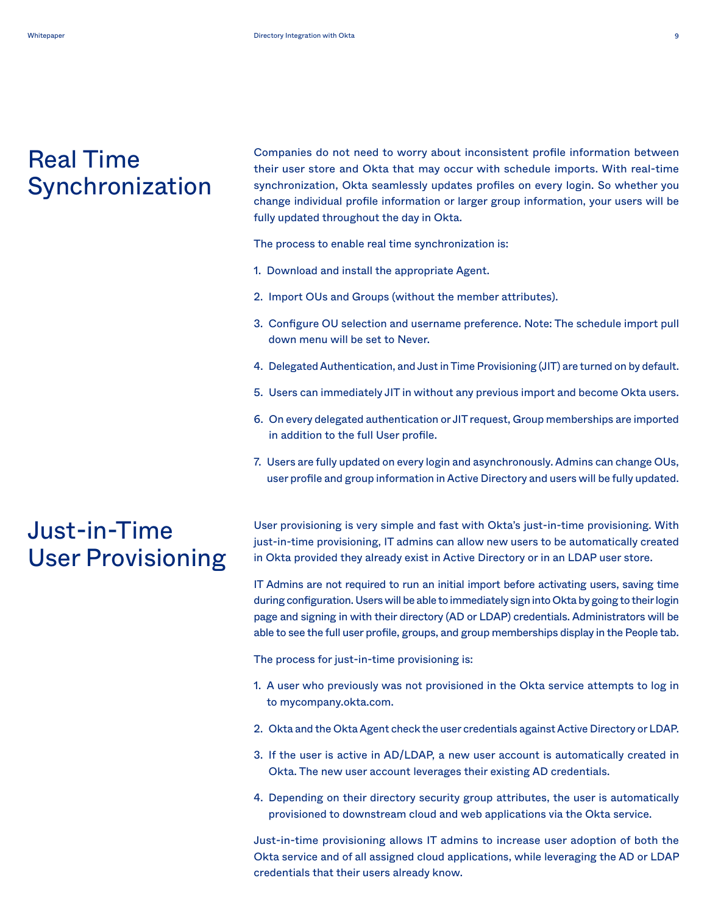## Real Time Synchronization

Companies do not need to worry about inconsistent profile information between their user store and Okta that may occur with schedule imports. With real-time synchronization, Okta seamlessly updates profiles on every login. So whether you change individual profile information or larger group information, your users will be fully updated throughout the day in Okta.

The process to enable real time synchronization is:

1. Download and install the appropriate Agent.
2. Import OUs and Groups (without the member attributes).
3. Configure OU selection and username preference. Note: The schedule import pull down menu will be set to Never.
4. Delegated Authentication, and Just in Time Provisioning (JIT) are turned on by default.
5. Users can immediately JIT in without any previous import and become Okta users.
6. On every delegated authentication or JIT request, Group memberships are imported in addition to the full User profile.
7. Users are fully updated on every login and asynchronously. Admins can change OUs, user profile and group information in Active Directory and users will be fully updated.

## Just-in-Time User Provisioning

User provisioning is very simple and fast with Okta's just-in-time provisioning. With just-in-time provisioning, IT admins can allow new users to be automatically created in Okta provided they already exist in Active Directory or in an LDAP user store.

IT Admins are not required to run an initial import before activating users, saving time during configuration. Users will be able to immediately sign into Okta by going to their login page and signing in with their directory (AD or LDAP) credentials. Administrators will be able to see the full user profile, groups, and group memberships display in the People tab.

The process for just-in-time provisioning is:

1. A user who previously was not provisioned in the Okta service attempts to log in to mycompany.okta.com.
2. Okta and the Okta Agent check the user credentials against Active Directory or LDAP.
3. If the user is active in AD/LDAP, a new user account is automatically created in Okta. The new user account leverages their existing AD credentials.
4. Depending on their directory security group attributes, the user is automatically provisioned to downstream cloud and web applications via the Okta service.

Just-in-time provisioning allows IT admins to increase user adoption of both the Okta service and of all assigned cloud applications, while leveraging the AD or LDAP credentials that their users already know.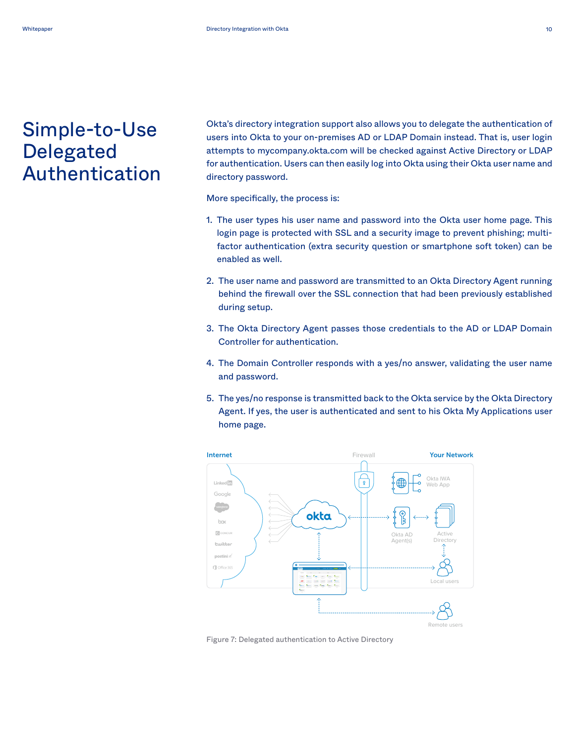# Simple-to-Use Delegated Authentication

Okta's directory integration support also allows you to delegate the authentication of users into Okta to your on-premises AD or LDAP Domain instead. That is, user login attempts to mycompany.okta.com will be checked against Active Directory or LDAP for authentication. Users can then easily log into Okta using their Okta user name and directory password.

More specifically, the process is:

1. The user types his user name and password into the Okta user home page. This login page is protected with SSL and a security image to prevent phishing; multi-factor authentication (extra security question or smartphone soft token) can be enabled as well.
2. The user name and password are transmitted to an Okta Directory Agent running behind the firewall over the SSL connection that had been previously established during setup.
3. The Okta Directory Agent passes those credentials to the AD or LDAP Domain Controller for authentication.
4. The Domain Controller responds with a yes/no answer, validating the user name and password.
5. The yes/no response is transmitted back to the Okta service by the Okta Directory Agent. If yes, the user is authenticated and sent to his Okta My Applications user home page.

Figure 7: Delegated authentication to Active Directory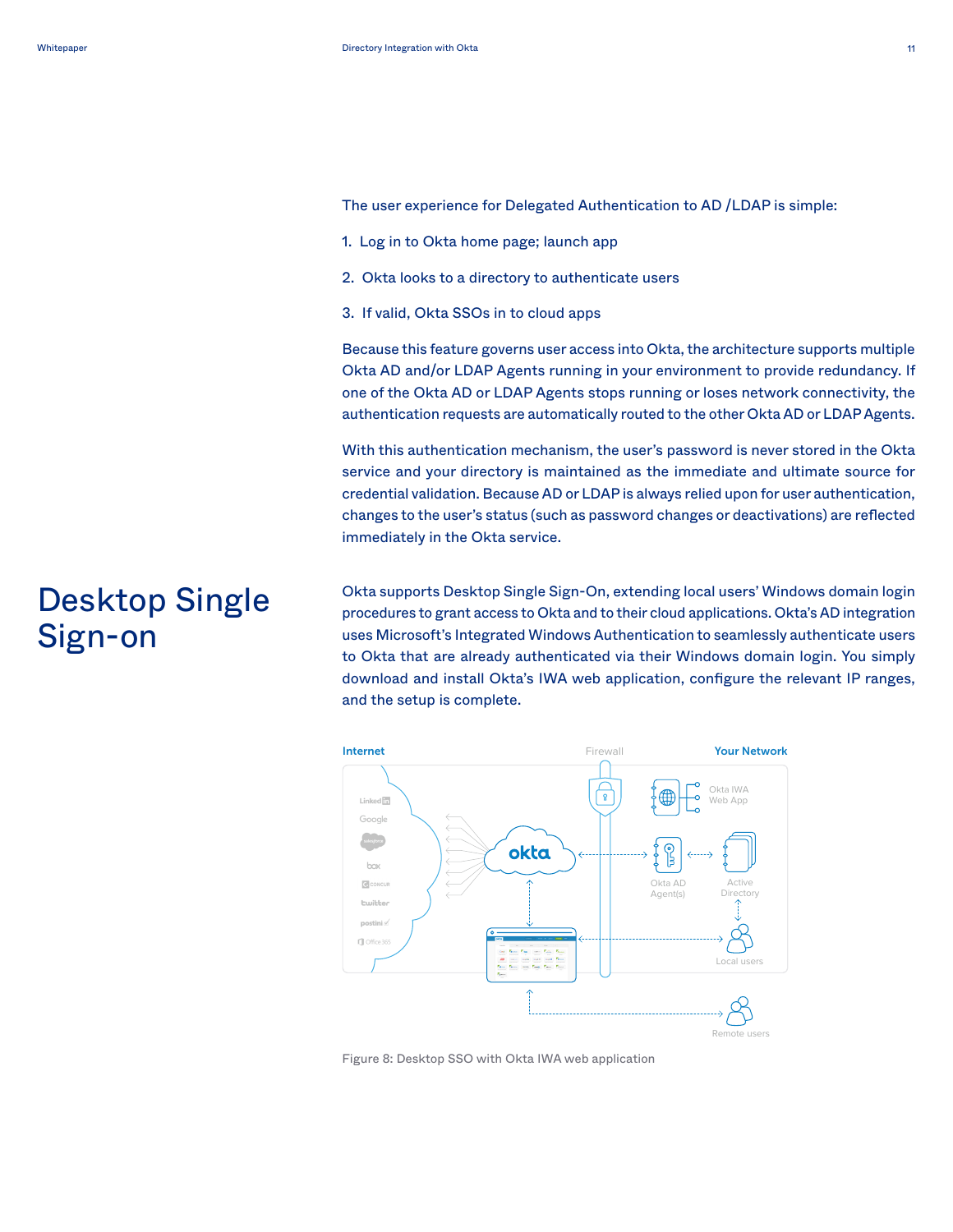The user experience for Delegated Authentication to AD /LDAP is simple:

1. Log in to Okta home page; launch app
2. Okta looks to a directory to authenticate users
3. If valid, Okta SSOs in to cloud apps

Because this feature governs user access into Okta, the architecture supports multiple Okta AD and/or LDAP Agents running in your environment to provide redundancy. If one of the Okta AD or LDAP Agents stops running or loses network connectivity, the authentication requests are automatically routed to the other Okta AD or LDAP Agents.

With this authentication mechanism, the user's password is never stored in the Okta service and your directory is maintained as the immediate and ultimate source for credential validation. Because AD or LDAP is always relied upon for user authentication, changes to the user's status (such as password changes or deactivations) are reflected immediately in the Okta service.

# Desktop Single Sign-on

Okta supports Desktop Single Sign-On, extending local users' Windows domain login procedures to grant access to Okta and to their cloud applications. Okta's AD integration uses Microsoft's Integrated Windows Authentication to seamlessly authenticate users to Okta that are already authenticated via their Windows domain login. You simply download and install Okta's IWA web application, configure the relevant IP ranges, and the setup is complete.

Figure 8: Desktop SSO with Okta IWA web application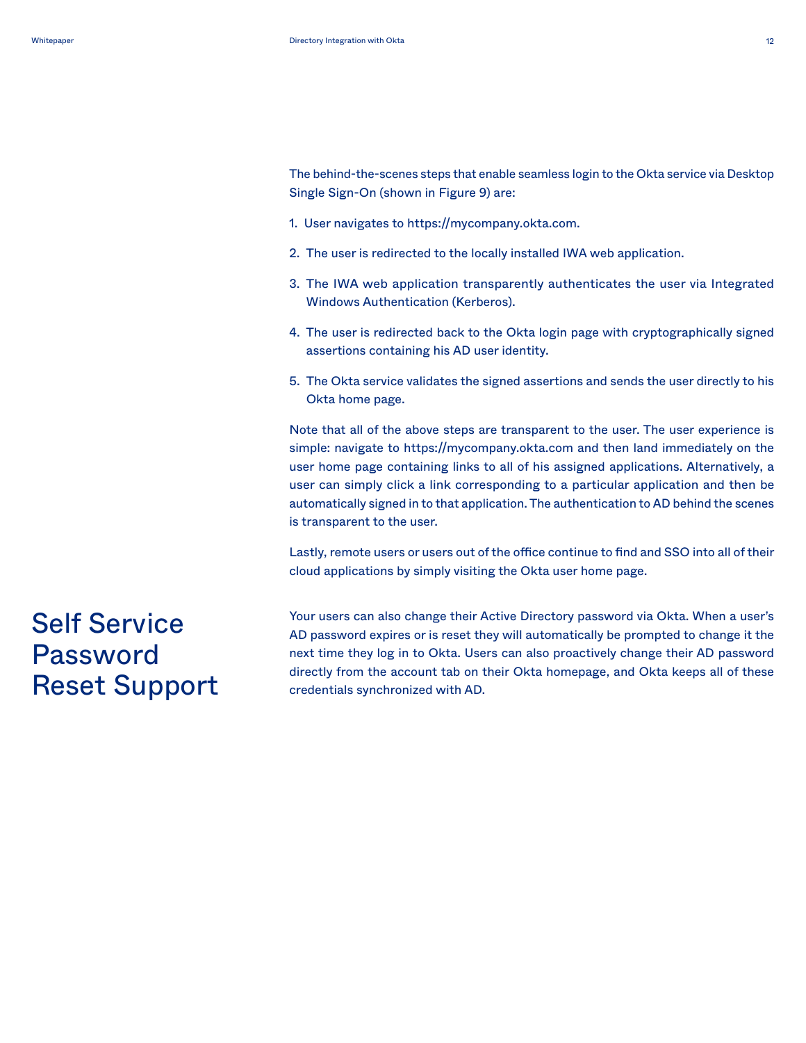The behind-the-scenes steps that enable seamless login to the Okta service via Desktop Single Sign-On (shown in Figure 9) are:

1. User navigates to https://mycompany.okta.com.
2. The user is redirected to the locally installed IWA web application.
3. The IWA web application transparently authenticates the user via Integrated Windows Authentication (Kerberos).
4. The user is redirected back to the Okta login page with cryptographically signed assertions containing his AD user identity.
5. The Okta service validates the signed assertions and sends the user directly to his Okta home page.

Note that all of the above steps are transparent to the user. The user experience is simple: navigate to https://mycompany.okta.com and then land immediately on the user home page containing links to all of his assigned applications. Alternatively, a user can simply click a link corresponding to a particular application and then be automatically signed in to that application. The authentication to AD behind the scenes is transparent to the user.

Lastly, remote users or users out of the office continue to find and SSO into all of their cloud applications by simply visiting the Okta user home page.

## Self Service Password Reset Support

Your users can also change their Active Directory password via Okta. When a user's AD password expires or is reset they will automatically be prompted to change it the next time they log in to Okta. Users can also proactively change their AD password directly from the account tab on their Okta homepage, and Okta keeps all of these credentials synchronized with AD.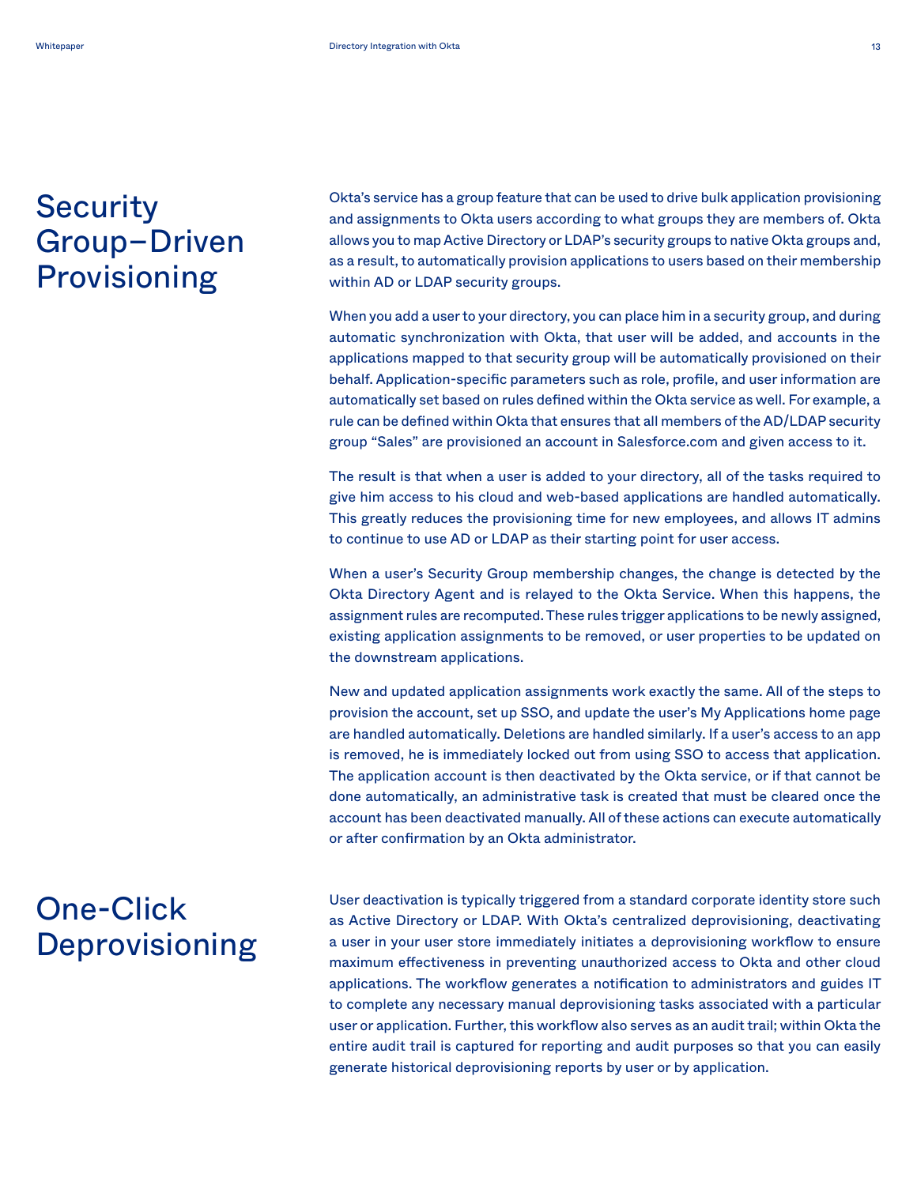## Security Group–Driven Provisioning

Okta's service has a group feature that can be used to drive bulk application provisioning and assignments to Okta users according to what groups they are members of. Okta allows you to map Active Directory or LDAP's security groups to native Okta groups and, as a result, to automatically provision applications to users based on their membership within AD or LDAP security groups.

When you add a user to your directory, you can place him in a security group, and during automatic synchronization with Okta, that user will be added, and accounts in the applications mapped to that security group will be automatically provisioned on their behalf. Application-specific parameters such as role, profile, and user information are automatically set based on rules defined within the Okta service as well. For example, a rule can be defined within Okta that ensures that all members of the AD/LDAP security group "Sales" are provisioned an account in Salesforce.com and given access to it.

The result is that when a user is added to your directory, all of the tasks required to give him access to his cloud and web-based applications are handled automatically. This greatly reduces the provisioning time for new employees, and allows IT admins to continue to use AD or LDAP as their starting point for user access.

When a user's Security Group membership changes, the change is detected by the Okta Directory Agent and is relayed to the Okta Service. When this happens, the assignment rules are recomputed. These rules trigger applications to be newly assigned, existing application assignments to be removed, or user properties to be updated on the downstream applications.

New and updated application assignments work exactly the same. All of the steps to provision the account, set up SSO, and update the user's My Applications home page are handled automatically. Deletions are handled similarly. If a user's access to an app is removed, he is immediately locked out from using SSO to access that application. The application account is then deactivated by the Okta service, or if that cannot be done automatically, an administrative task is created that must be cleared once the account has been deactivated manually. All of these actions can execute automatically or after confirmation by an Okta administrator.

## One-Click Deprovisioning

User deactivation is typically triggered from a standard corporate identity store such as Active Directory or LDAP. With Okta's centralized deprovisioning, deactivating a user in your user store immediately initiates a deprovisioning workflow to ensure maximum effectiveness in preventing unauthorized access to Okta and other cloud applications. The workflow generates a notification to administrators and guides IT to complete any necessary manual deprovisioning tasks associated with a particular user or application. Further, this workflow also serves as an audit trail; within Okta the entire audit trail is captured for reporting and audit purposes so that you can easily generate historical deprovisioning reports by user or by application.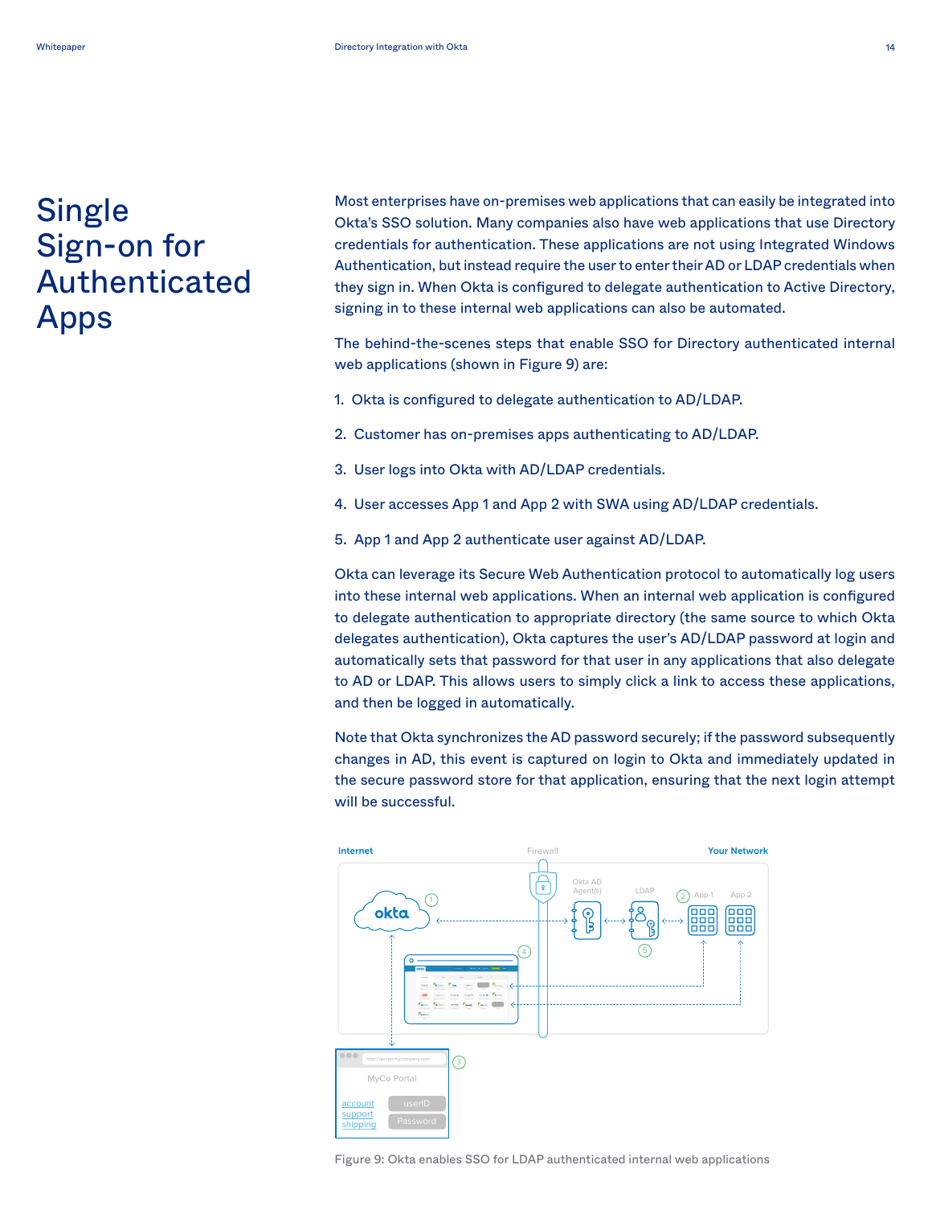# Single Sign-on for Authenticated Apps

Most enterprises have on-premises web applications that can easily be integrated into Okta's SSO solution. Many companies also have web applications that use Directory credentials for authentication. These applications are not using Integrated Windows Authentication, but instead require the user to enter their AD or LDAP credentials when they sign in. When Okta is configured to delegate authentication to Active Directory, signing in to these internal web applications can also be automated.

The behind-the-scenes steps that enable SSO for Directory authenticated internal web applications (shown in Figure 9) are:

1. Okta is configured to delegate authentication to AD/LDAP.
2. Customer has on-premises apps authenticating to AD/LDAP.
3. User logs into Okta with AD/LDAP credentials.
4. User accesses App 1 and App 2 with SWA using AD/LDAP credentials.
5. App 1 and App 2 authenticate user against AD/LDAP.

Okta can leverage its Secure Web Authentication protocol to automatically log users into these internal web applications. When an internal web application is configured to delegate authentication to appropriate directory (the same source to which Okta delegates authentication), Okta captures the user's AD/LDAP password at login and automatically sets that password for that user in any applications that also delegate to AD or LDAP. This allows users to simply click a link to access these applications, and then be logged in automatically.

Note that Okta synchronizes the AD password securely; if the password subsequently changes in AD, this event is captured on login to Okta and immediately updated in the secure password store for that application, ensuring that the next login attempt will be successful.

Figure 9: Okta enables SSO for LDAP authenticated internal web applications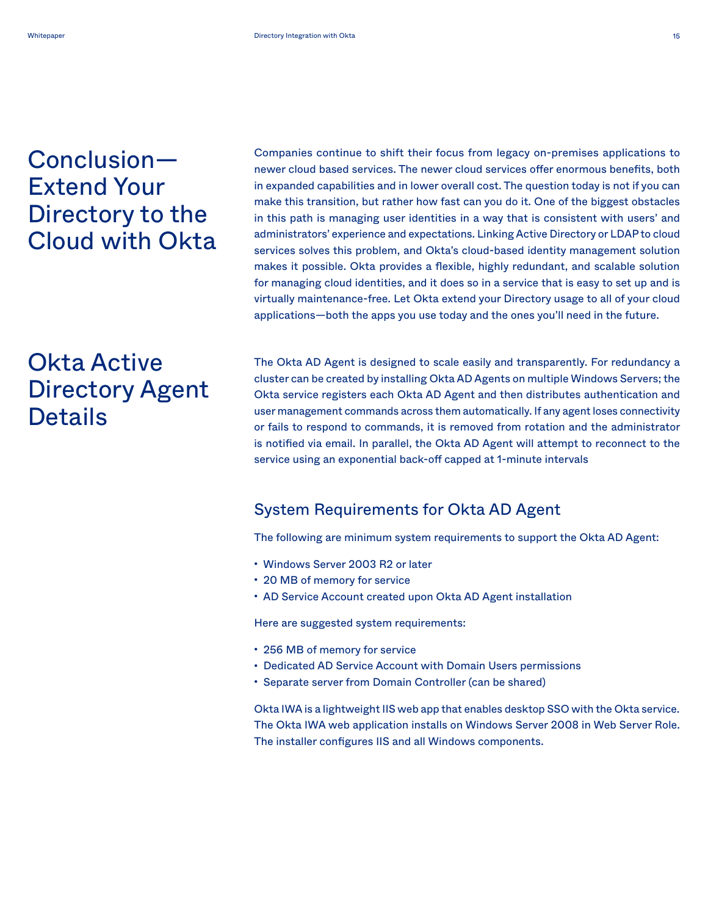# Conclusion—Extend Your Directory to the Cloud with Okta

Companies continue to shift their focus from legacy on-premises applications to newer cloud based services. The newer cloud services offer enormous benefits, both in expanded capabilities and in lower overall cost. The question today is not if you can make this transition, but rather how fast can you do it. One of the biggest obstacles in this path is managing user identities in a way that is consistent with users' and administrators' experience and expectations. Linking Active Directory or LDAP to cloud services solves this problem, and Okta's cloud-based identity management solution makes it possible. Okta provides a flexible, highly redundant, and scalable solution for managing cloud identities, and it does so in a service that is easy to set up and is virtually maintenance-free. Let Okta extend your Directory usage to all of your cloud applications—both the apps you use today and the ones you'll need in the future.

# Okta Active Directory Agent Details

The Okta AD Agent is designed to scale easily and transparently. For redundancy a cluster can be created by installing Okta AD Agents on multiple Windows Servers; the Okta service registers each Okta AD Agent and then distributes authentication and user management commands across them automatically. If any agent loses connectivity or fails to respond to commands, it is removed from rotation and the administrator is notified via email. In parallel, the Okta AD Agent will attempt to reconnect to the service using an exponential back-off capped at 1-minute intervals

## System Requirements for Okta AD Agent

The following are minimum system requirements to support the Okta AD Agent:

- Windows Server 2003 R2 or later
- 20 MB of memory for service
- AD Service Account created upon Okta AD Agent installation

Here are suggested system requirements:

- 256 MB of memory for service
- Dedicated AD Service Account with Domain Users permissions
- Separate server from Domain Controller (can be shared)

Okta IWA is a lightweight IIS web app that enables desktop SSO with the Okta service. The Okta IWA web application installs on Windows Server 2008 in Web Server Role. The installer configures IIS and all Windows components.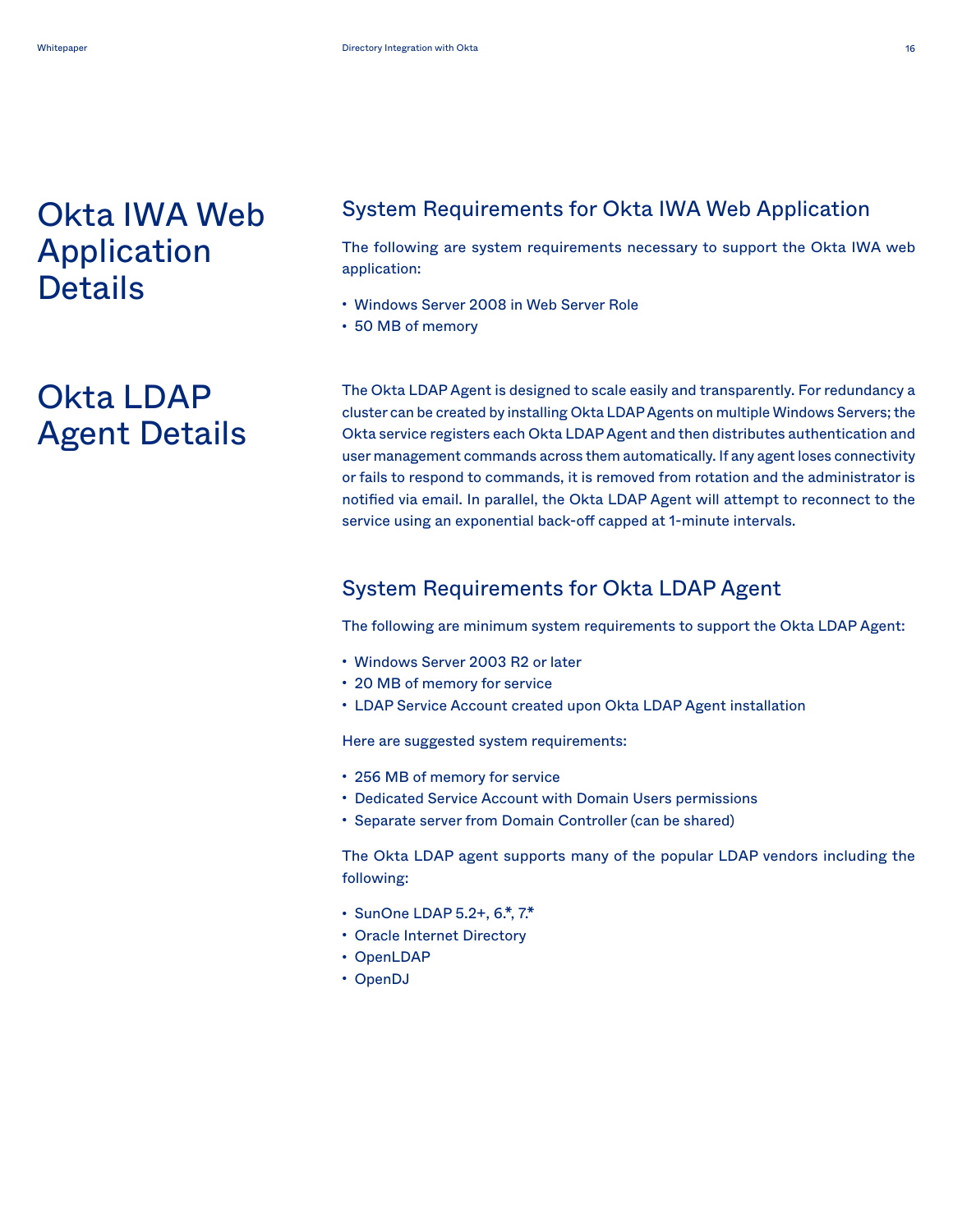# Okta IWA Web Application Details

## System Requirements for Okta IWA Web Application

The following are system requirements necessary to support the Okta IWA web application:

- Windows Server 2008 in Web Server Role
- 50 MB of memory

# Okta LDAP Agent Details

The Okta LDAP Agent is designed to scale easily and transparently. For redundancy a cluster can be created by installing Okta LDAP Agents on multiple Windows Servers; the Okta service registers each Okta LDAP Agent and then distributes authentication and user management commands across them automatically. If any agent loses connectivity or fails to respond to commands, it is removed from rotation and the administrator is notified via email. In parallel, the Okta LDAP Agent will attempt to reconnect to the service using an exponential back-off capped at 1-minute intervals.

## System Requirements for Okta LDAP Agent

The following are minimum system requirements to support the Okta LDAP Agent:

- Windows Server 2003 R2 or later
- 20 MB of memory for service
- LDAP Service Account created upon Okta LDAP Agent installation

Here are suggested system requirements:

- 256 MB of memory for service
- Dedicated Service Account with Domain Users permissions
- Separate server from Domain Controller (can be shared)

The Okta LDAP agent supports many of the popular LDAP vendors including the following:

- SunOne LDAP 5.2+, 6.*, 7.*
- Oracle Internet Directory
- OpenLDAP
- OpenDJ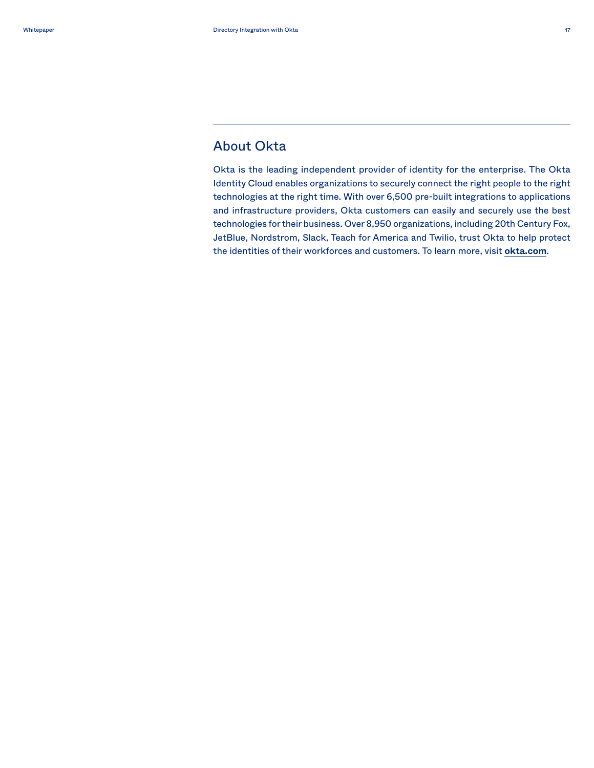## About Okta

Okta is the leading independent provider of identity for the enterprise. The Okta Identity Cloud enables organizations to securely connect the right people to the right technologies at the right time. With over 6,500 pre-built integrations to applications and infrastructure providers, Okta customers can easily and securely use the best technologies for their business. Over 8,950 organizations, including 20th Century Fox, JetBlue, Nordstrom, Slack, Teach for America and Twilio, trust Okta to help protect the identities of their workforces and customers. To learn more, visit **okta.com**.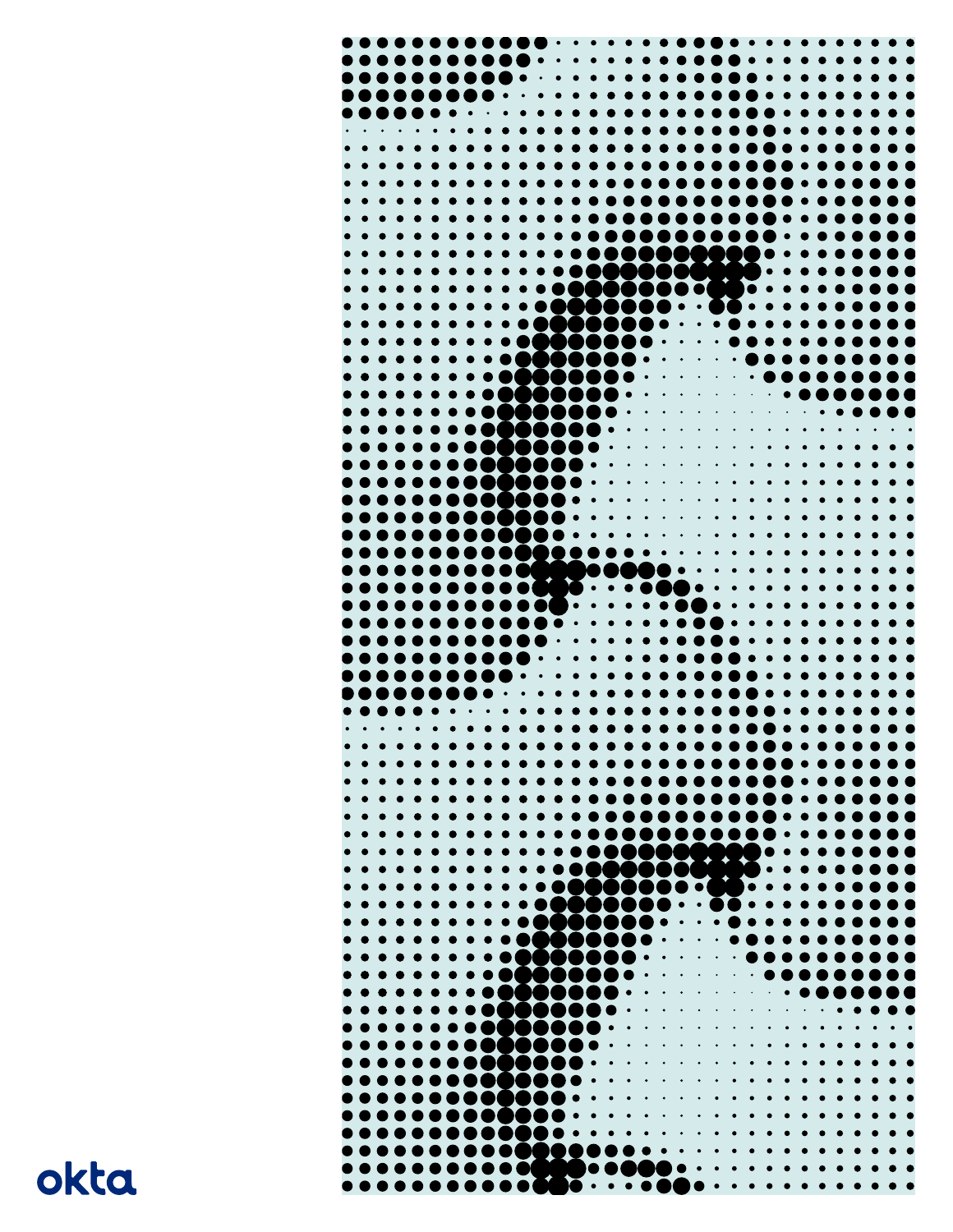okta